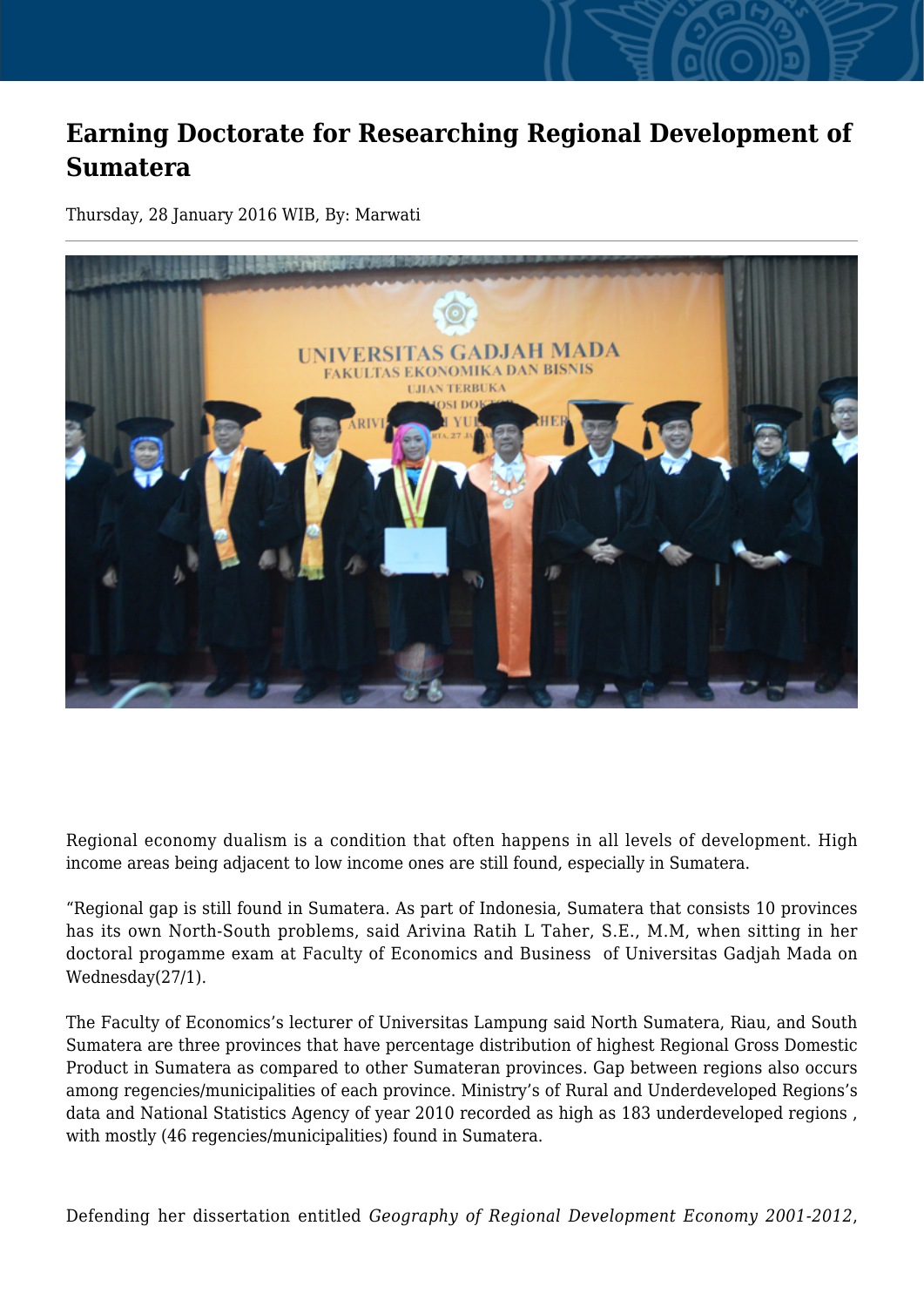# Earning Doctorate for Researching Regional Development of Sumatera

Thursday, 28 January 2016 WIB, By: Marwati

Regional economy dualism is a condition that often happens in all levels of development. High income areas being adjacent to low income ones are still found, especially in Sumatera.

“Regional gap is still found in Sumatera. As part of Indonesia, Sumatera that consists 10 provinces has its own North-South problems, said Arivina Ratih L Taher, S.E., M.M, when sitting in her doctoral progamme exam at Faculty of Economics and Business of Universitas Gadjah Mada on Wednesday(27/1).

The Faculty of Economics’s lecturer of Universitas Lampung said North Sumatera, Riau, and South Sumatera are three provinces that have percentage distribution of highest Regional Gross Domestic Product in Sumatera as compared to other Sumateran provinces. Gap between regions also occurs among regencies/municipalities of each province. Ministry’s of Rural and Underdeveloped Regions’s data and National Statistics Agency of year 2010 recorded as high as 183 underdeveloped regions , with mostly (46 regencies/municipalities) found in Sumatera.

Defending her dissertation entitled *Geography of Regional Development Economy 2001-2012*,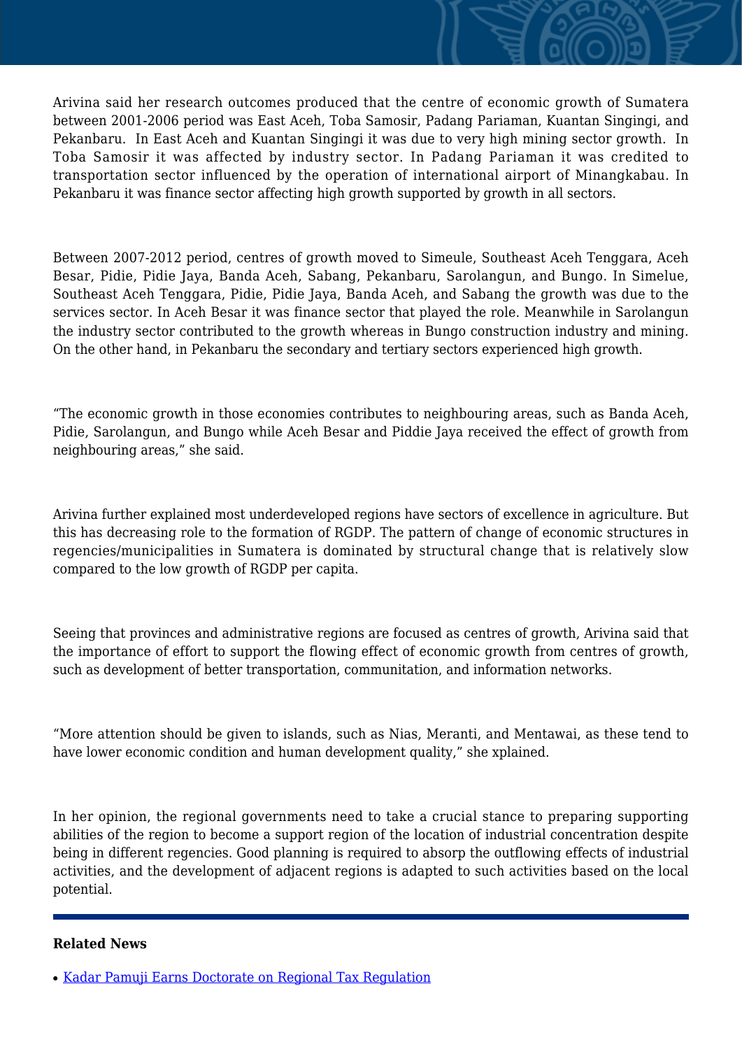Arivina said her research outcomes produced that the centre of economic growth of Sumatera between 2001-2006 period was East Aceh, Toba Samosir, Padang Pariaman, Kuantan Singingi, and Pekanbaru. In East Aceh and Kuantan Singingi it was due to very high mining sector growth. In Toba Samosir it was affected by industry sector. In Padang Pariaman it was credited to transportation sector influenced by the operation of international airport of Minangkabau. In Pekanbaru it was finance sector affecting high growth supported by growth in all sectors.

Between 2007-2012 period, centres of growth moved to Simeule, Southeast Aceh Tenggara, Aceh Besar, Pidie, Pidie Jaya, Banda Aceh, Sabang, Pekanbaru, Sarolangun, and Bungo. In Simelue, Southeast Aceh Tenggara, Pidie, Pidie Jaya, Banda Aceh, and Sabang the growth was due to the services sector. In Aceh Besar it was finance sector that played the role. Meanwhile in Sarolangun the industry sector contributed to the growth whereas in Bungo construction industry and mining. On the other hand, in Pekanbaru the secondary and tertiary sectors experienced high growth.

"The economic growth in those economies contributes to neighbouring areas, such as Banda Aceh, Pidie, Sarolangun, and Bungo while Aceh Besar and Piddie Jaya received the effect of growth from neighbouring areas," she said.

Arivina further explained most underdeveloped regions have sectors of excellence in agriculture. But this has decreasing role to the formation of RGDP. The pattern of change of economic structures in regencies/municipalities in Sumatera is dominated by structural change that is relatively slow compared to the low growth of RGDP per capita.

Seeing that provinces and administrative regions are focused as centres of growth, Arivina said that the importance of effort to support the flowing effect of economic growth from centres of growth, such as development of better transportation, communitation, and information networks.

"More attention should be given to islands, such as Nias, Meranti, and Mentawai, as these tend to have lower economic condition and human development quality," she xplained.

In her opinion, the regional governments need to take a crucial stance to preparing supporting abilities of the region to become a support region of the location of industrial concentration despite being in different regencies. Good planning is required to absorp the outflowing effects of industrial activities, and the development of adjacent regions is adapted to such activities based on the local potential.

---

**Related News**

- Kadar Pamuji Earns Doctorate on Regional Tax Regulation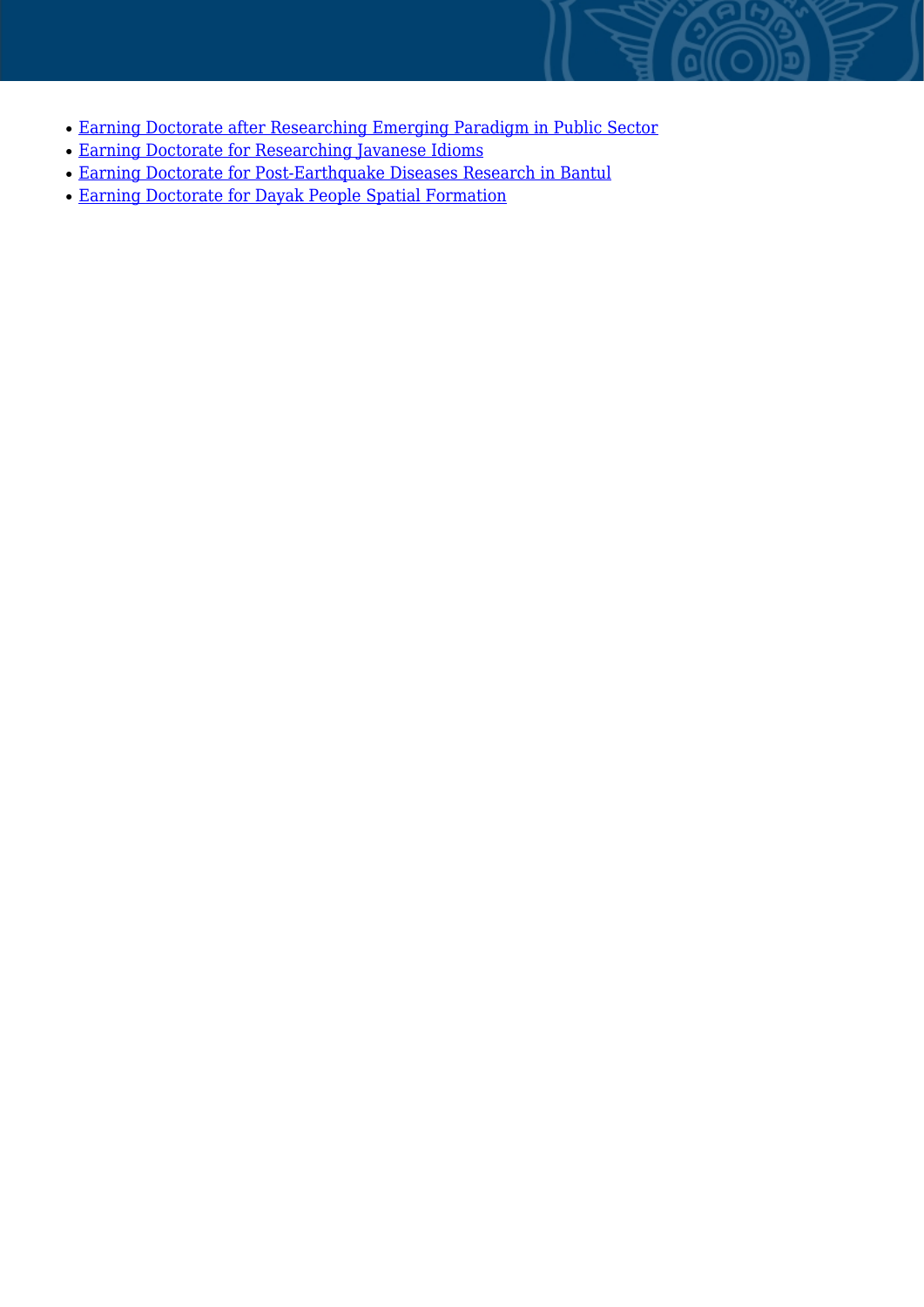- Earning Doctorate after Researching Emerging Paradigm in Public Sector
- Earning Doctorate for Researching Javanese Idioms
- Earning Doctorate for Post-Earthquake Diseases Research in Bantul
- Earning Doctorate for Dayak People Spatial Formation